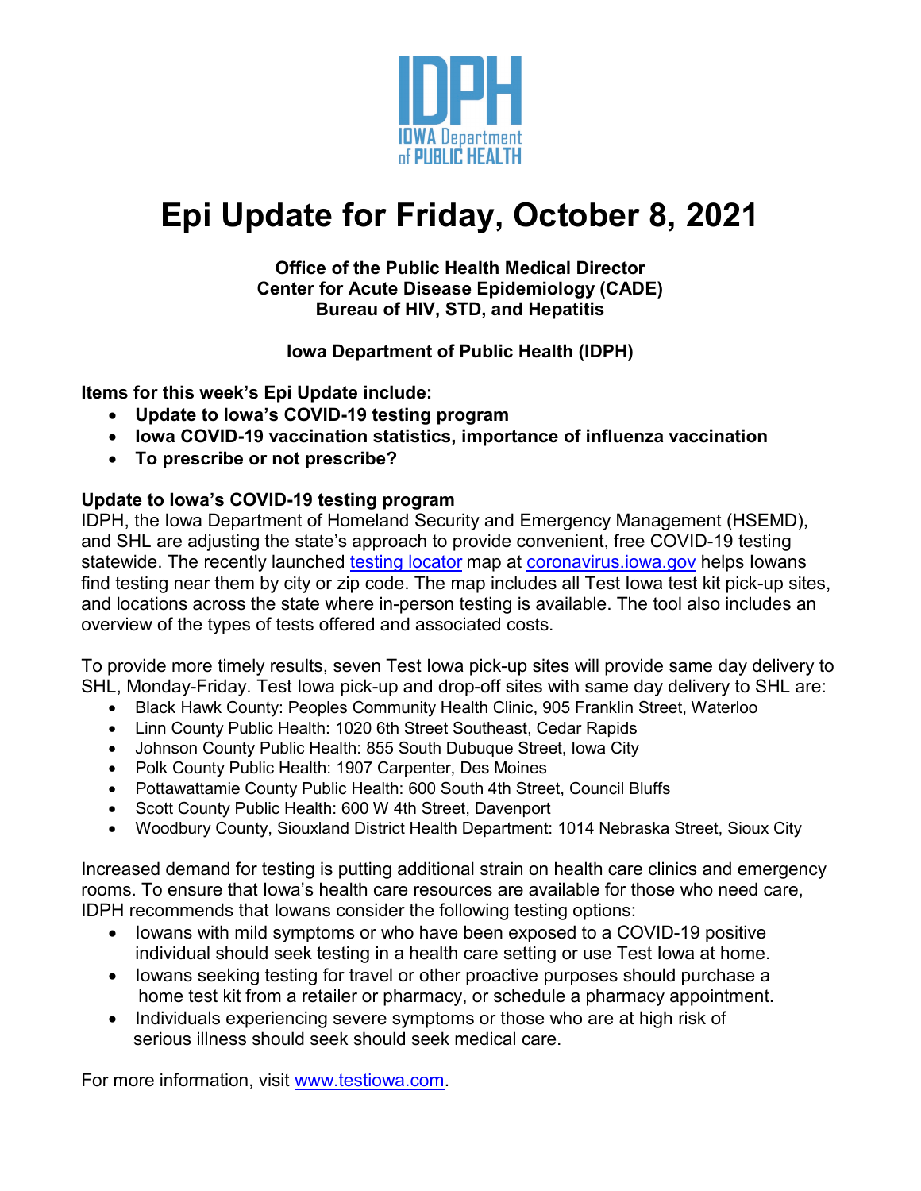# Epi Update for Friday, October 8, 2021

**Office of the Public Health Medical Director**
**Center for Acute Disease Epidemiology (CADE)**
**Bureau of HIV, STD, and Hepatitis**

**Iowa Department of Public Health (IDPH)**

**Items for this week's Epi Update include:**

- **Update to Iowa's COVID-19 testing program**
- **Iowa COVID-19 vaccination statistics, importance of influenza vaccination**
- **To prescribe or not prescribe?**

## Update to Iowa's COVID-19 testing program

IDPH, the Iowa Department of Homeland Security and Emergency Management (HSEMD), and SHL are adjusting the state's approach to provide convenient, free COVID-19 testing statewide. The recently launched testing locator map at coronavirus.iowa.gov helps Iowans find testing near them by city or zip code. The map includes all Test Iowa test kit pick-up sites, and locations across the state where in-person testing is available. The tool also includes an overview of the types of tests offered and associated costs.

To provide more timely results, seven Test Iowa pick-up sites will provide same day delivery to SHL, Monday-Friday. Test Iowa pick-up and drop-off sites with same day delivery to SHL are:

- Black Hawk County: Peoples Community Health Clinic, 905 Franklin Street, Waterloo
- Linn County Public Health: 1020 6th Street Southeast, Cedar Rapids
- Johnson County Public Health: 855 South Dubuque Street, Iowa City
- Polk County Public Health: 1907 Carpenter, Des Moines
- Pottawattamie County Public Health: 600 South 4th Street, Council Bluffs
- Scott County Public Health: 600 W 4th Street, Davenport
- Woodbury County, Siouxland District Health Department: 1014 Nebraska Street, Sioux City

Increased demand for testing is putting additional strain on health care clinics and emergency rooms. To ensure that Iowa's health care resources are available for those who need care, IDPH recommends that Iowans consider the following testing options:

- Iowans with mild symptoms or who have been exposed to a COVID-19 positive individual should seek testing in a health care setting or use Test Iowa at home.
- Iowans seeking testing for travel or other proactive purposes should purchase a home test kit from a retailer or pharmacy, or schedule a pharmacy appointment.
- Individuals experiencing severe symptoms or those who are at high risk of serious illness should seek should seek medical care.

For more information, visit www.testiowa.com.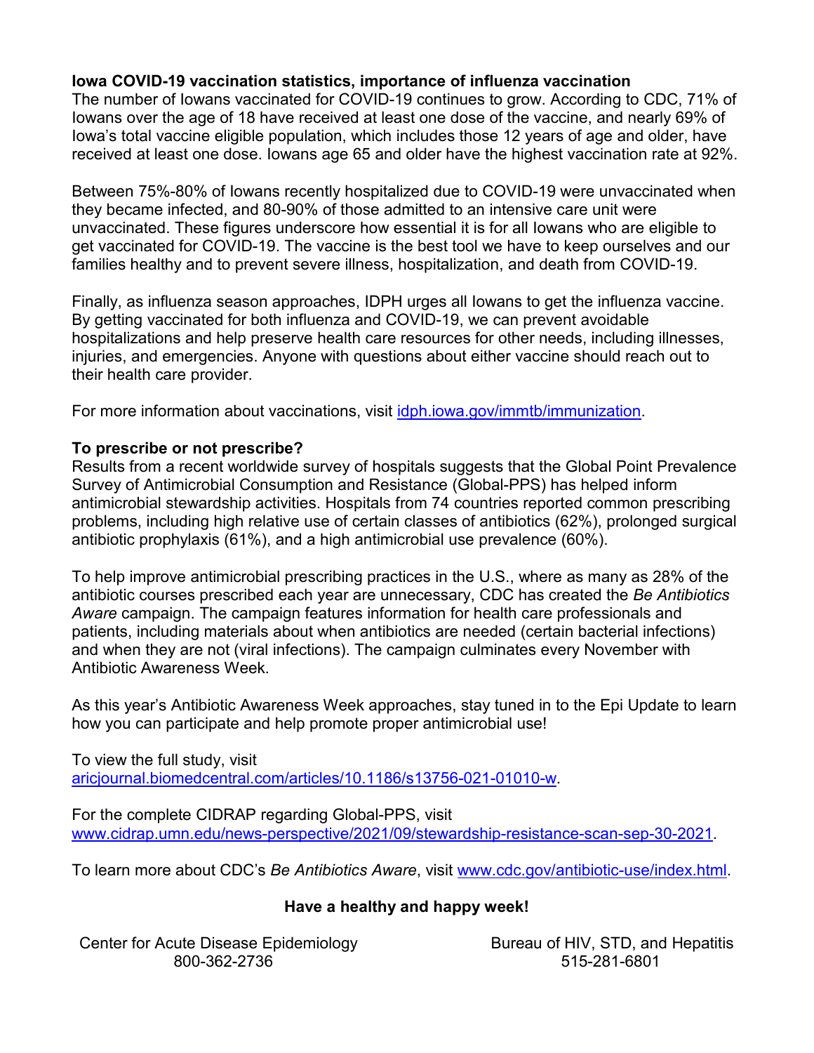**Iowa COVID-19 vaccination statistics, importance of influenza vaccination**

The number of Iowans vaccinated for COVID-19 continues to grow. According to CDC, 71% of Iowans over the age of 18 have received at least one dose of the vaccine, and nearly 69% of Iowa's total vaccine eligible population, which includes those 12 years of age and older, have received at least one dose. Iowans age 65 and older have the highest vaccination rate at 92%.

Between 75%-80% of Iowans recently hospitalized due to COVID-19 were unvaccinated when they became infected, and 80-90% of those admitted to an intensive care unit were unvaccinated. These figures underscore how essential it is for all Iowans who are eligible to get vaccinated for COVID-19. The vaccine is the best tool we have to keep ourselves and our families healthy and to prevent severe illness, hospitalization, and death from COVID-19.

Finally, as influenza season approaches, IDPH urges all Iowans to get the influenza vaccine. By getting vaccinated for both influenza and COVID-19, we can prevent avoidable hospitalizations and help preserve health care resources for other needs, including illnesses, injuries, and emergencies. Anyone with questions about either vaccine should reach out to their health care provider.

For more information about vaccinations, visit [idph.iowa.gov/immtb/immunization](idph.iowa.gov/immtb/immunization).

**To prescribe or not prescribe?**

Results from a recent worldwide survey of hospitals suggests that the Global Point Prevalence Survey of Antimicrobial Consumption and Resistance (Global-PPS) has helped inform antimicrobial stewardship activities. Hospitals from 74 countries reported common prescribing problems, including high relative use of certain classes of antibiotics (62%), prolonged surgical antibiotic prophylaxis (61%), and a high antimicrobial use prevalence (60%).

To help improve antimicrobial prescribing practices in the U.S., where as many as 28% of the antibiotic courses prescribed each year are unnecessary, CDC has created the *Be Antibiotics Aware* campaign. The campaign features information for health care professionals and patients, including materials about when antibiotics are needed (certain bacterial infections) and when they are not (viral infections). The campaign culminates every November with Antibiotic Awareness Week.

As this year's Antibiotic Awareness Week approaches, stay tuned in to the Epi Update to learn how you can participate and help promote proper antimicrobial use!

To view the full study, visit [aricjournal.biomedcentral.com/articles/10.1186/s13756-021-01010-w](aricjournal.biomedcentral.com/articles/10.1186/s13756-021-01010-w).

For the complete CIDRAP regarding Global-PPS, visit [www.cidrap.umn.edu/news-perspective/2021/09/stewardship-resistance-scan-sep-30-2021](www.cidrap.umn.edu/news-perspective/2021/09/stewardship-resistance-scan-sep-30-2021).

To learn more about CDC's *Be Antibiotics Aware*, visit [www.cdc.gov/antibiotic-use/index.html](www.cdc.gov/antibiotic-use/index.html).

**Have a healthy and happy week!**

Center for Acute Disease Epidemiology
800-362-2736

Bureau of HIV, STD, and Hepatitis
515-281-6801